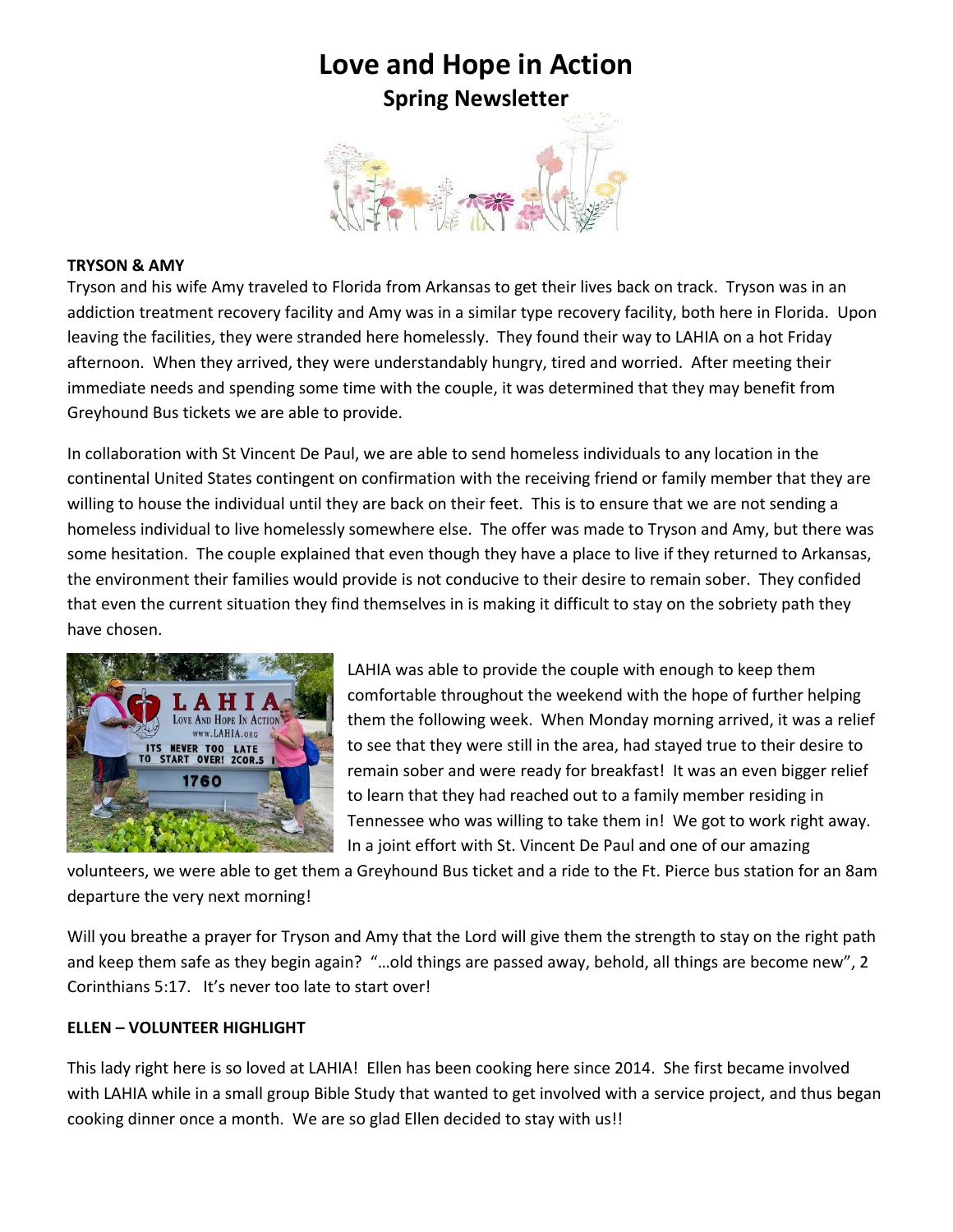# Love and Hope in Action

## Spring Newsletter

**TRYSON & AMY**

Tryson and his wife Amy traveled to Florida from Arkansas to get their lives back on track. Tryson was in an addiction treatment recovery facility and Amy was in a similar type recovery facility, both here in Florida. Upon leaving the facilities, they were stranded here homelessly. They found their way to LAHIA on a hot Friday afternoon. When they arrived, they were understandably hungry, tired and worried. After meeting their immediate needs and spending some time with the couple, it was determined that they may benefit from Greyhound Bus tickets we are able to provide.

In collaboration with St Vincent De Paul, we are able to send homeless individuals to any location in the continental United States contingent on confirmation with the receiving friend or family member that they are willing to house the individual until they are back on their feet. This is to ensure that we are not sending a homeless individual to live homelessly somewhere else. The offer was made to Tryson and Amy, but there was some hesitation. The couple explained that even though they have a place to live if they returned to Arkansas, the environment their families would provide is not conducive to their desire to remain sober. They confided that even the current situation they find themselves in is making it difficult to stay on the sobriety path they have chosen.

LAHIA was able to provide the couple with enough to keep them comfortable throughout the weekend with the hope of further helping them the following week. When Monday morning arrived, it was a relief to see that they were still in the area, had stayed true to their desire to remain sober and were ready for breakfast! It was an even bigger relief to learn that they had reached out to a family member residing in Tennessee who was willing to take them in! We got to work right away. In a joint effort with St. Vincent De Paul and one of our amazing volunteers, we were able to get them a Greyhound Bus ticket and a ride to the Ft. Pierce bus station for an 8am departure the very next morning!

Will you breathe a prayer for Tryson and Amy that the Lord will give them the strength to stay on the right path and keep them safe as they begin again? "…old things are passed away, behold, all things are become new", 2 Corinthians 5:17. It's never too late to start over!

**ELLEN – VOLUNTEER HIGHLIGHT**

This lady right here is so loved at LAHIA! Ellen has been cooking here since 2014. She first became involved with LAHIA while in a small group Bible Study that wanted to get involved with a service project, and thus began cooking dinner once a month. We are so glad Ellen decided to stay with us!!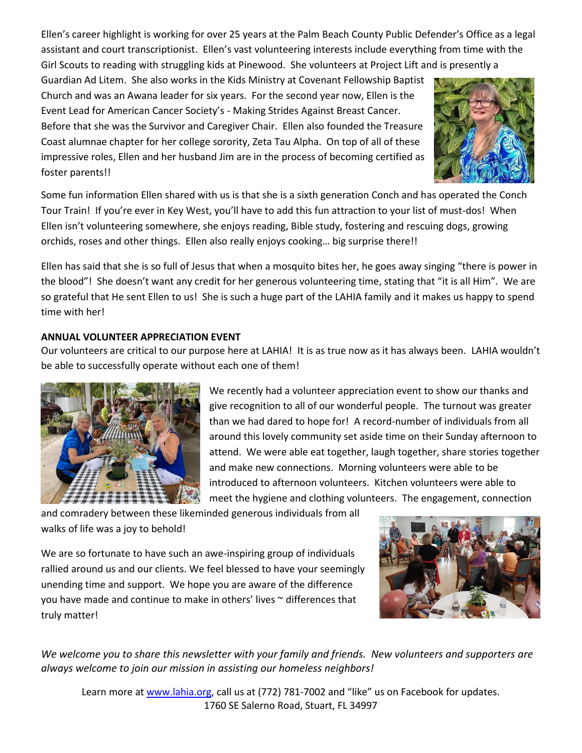Ellen's career highlight is working for over 25 years at the Palm Beach County Public Defender's Office as a legal assistant and court transcriptionist. Ellen's vast volunteering interests include everything from time with the Girl Scouts to reading with struggling kids at Pinewood. She volunteers at Project Lift and is presently a Guardian Ad Litem. She also works in the Kids Ministry at Covenant Fellowship Baptist Church and was an Awana leader for six years. For the second year now, Ellen is the Event Lead for American Cancer Society's - Making Strides Against Breast Cancer. Before that she was the Survivor and Caregiver Chair. Ellen also founded the Treasure Coast alumnae chapter for her college sorority, Zeta Tau Alpha. On top of all of these impressive roles, Ellen and her husband Jim are in the process of becoming certified as foster parents!!

Some fun information Ellen shared with us is that she is a sixth generation Conch and has operated the Conch Tour Train! If you're ever in Key West, you'll have to add this fun attraction to your list of must-dos! When Ellen isn't volunteering somewhere, she enjoys reading, Bible study, fostering and rescuing dogs, growing orchids, roses and other things. Ellen also really enjoys cooking… big surprise there!!

Ellen has said that she is so full of Jesus that when a mosquito bites her, he goes away singing "there is power in the blood"! She doesn't want any credit for her generous volunteering time, stating that "it is all Him". We are so grateful that He sent Ellen to us! She is such a huge part of the LAHIA family and it makes us happy to spend time with her!

**ANNUAL VOLUNTEER APPRECIATION EVENT**

Our volunteers are critical to our purpose here at LAHIA! It is as true now as it has always been. LAHIA wouldn't be able to successfully operate without each one of them!

We recently had a volunteer appreciation event to show our thanks and give recognition to all of our wonderful people. The turnout was greater than we had dared to hope for! A record-number of individuals from all around this lovely community set aside time on their Sunday afternoon to attend. We were able eat together, laugh together, share stories together and make new connections. Morning volunteers were able to be introduced to afternoon volunteers. Kitchen volunteers were able to meet the hygiene and clothing volunteers. The engagement, connection and comradery between these likeminded generous individuals from all walks of life was a joy to behold!

We are so fortunate to have such an awe-inspiring group of individuals rallied around us and our clients. We feel blessed to have your seemingly unending time and support. We hope you are aware of the difference you have made and continue to make in others' lives ~ differences that truly matter!

*We welcome you to share this newsletter with your family and friends. New volunteers and supporters are always welcome to join our mission in assisting our homeless neighbors!*

Learn more at www.lahia.org, call us at (772) 781-7002 and "like" us on Facebook for updates.
1760 SE Salerno Road, Stuart, FL 34997